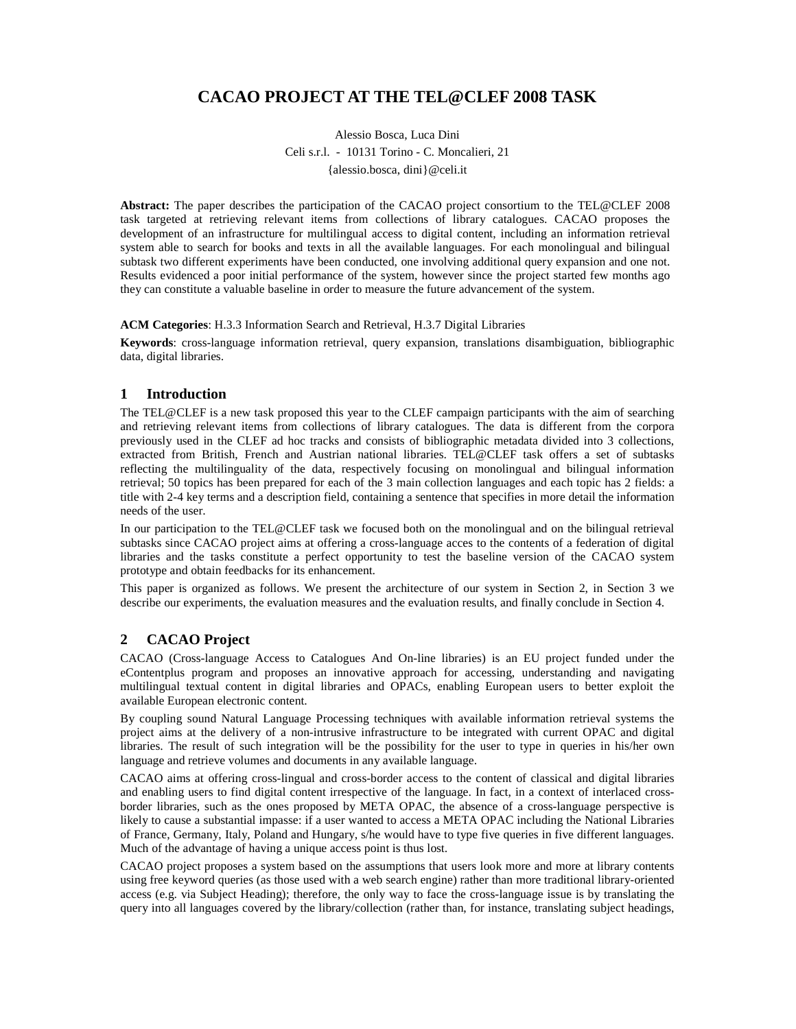# CACAO PROJECT AT THE TEL@CLEF 2008 TASK

Alessio Bosca, Luca Dini
Celi s.r.l. - 10131 Torino - C. Moncalieri, 21
{alessio.bosca, dini}@celi.it

**Abstract:** The paper describes the participation of the CACAO project consortium to the TEL@CLEF 2008 task targeted at retrieving relevant items from collections of library catalogues. CACAO proposes the development of an infrastructure for multilingual access to digital content, including an information retrieval system able to search for books and texts in all the available languages. For each monolingual and bilingual subtask two different experiments have been conducted, one involving additional query expansion and one not. Results evidenced a poor initial performance of the system, however since the project started few months ago they can constitute a valuable baseline in order to measure the future advancement of the system.

**ACM Categories**: H.3.3 Information Search and Retrieval, H.3.7 Digital Libraries

**Keywords**: cross-language information retrieval, query expansion, translations disambiguation, bibliographic data, digital libraries.

## 1 Introduction

The TEL@CLEF is a new task proposed this year to the CLEF campaign participants with the aim of searching and retrieving relevant items from collections of library catalogues. The data is different from the corpora previously used in the CLEF ad hoc tracks and consists of bibliographic metadata divided into 3 collections, extracted from British, French and Austrian national libraries. TEL@CLEF task offers a set of subtasks reflecting the multilinguality of the data, respectively focusing on monolingual and bilingual information retrieval; 50 topics has been prepared for each of the 3 main collection languages and each topic has 2 fields: a title with 2-4 key terms and a description field, containing a sentence that specifies in more detail the information needs of the user.

In our participation to the TEL@CLEF task we focused both on the monolingual and on the bilingual retrieval subtasks since CACAO project aims at offering a cross-language acces to the contents of a federation of digital libraries and the tasks constitute a perfect opportunity to test the baseline version of the CACAO system prototype and obtain feedbacks for its enhancement.

This paper is organized as follows. We present the architecture of our system in Section 2, in Section 3 we describe our experiments, the evaluation measures and the evaluation results, and finally conclude in Section 4.

## 2 CACAO Project

CACAO (Cross-language Access to Catalogues And On-line libraries) is an EU project funded under the eContentplus program and proposes an innovative approach for accessing, understanding and navigating multilingual textual content in digital libraries and OPACs, enabling European users to better exploit the available European electronic content.

By coupling sound Natural Language Processing techniques with available information retrieval systems the project aims at the delivery of a non-intrusive infrastructure to be integrated with current OPAC and digital libraries. The result of such integration will be the possibility for the user to type in queries in his/her own language and retrieve volumes and documents in any available language.

CACAO aims at offering cross-lingual and cross-border access to the content of classical and digital libraries and enabling users to find digital content irrespective of the language. In fact, in a context of interlaced cross-border libraries, such as the ones proposed by META OPAC, the absence of a cross-language perspective is likely to cause a substantial impasse: if a user wanted to access a META OPAC including the National Libraries of France, Germany, Italy, Poland and Hungary, s/he would have to type five queries in five different languages. Much of the advantage of having a unique access point is thus lost.

CACAO project proposes a system based on the assumptions that users look more and more at library contents using free keyword queries (as those used with a web search engine) rather than more traditional library-oriented access (e.g. via Subject Heading); therefore, the only way to face the cross-language issue is by translating the query into all languages covered by the library/collection (rather than, for instance, translating subject headings,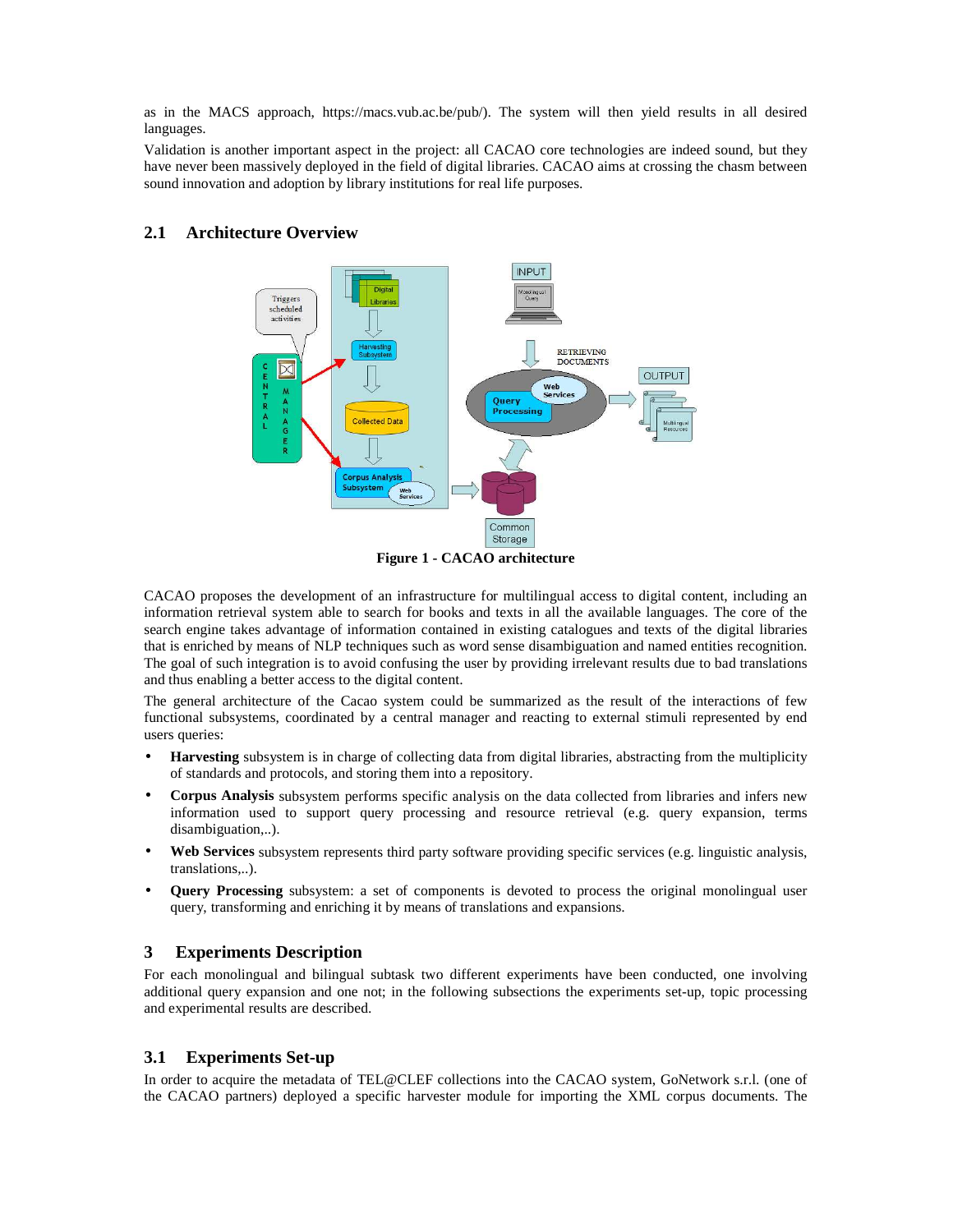as in the MACS approach, https://macs.vub.ac.be/pub/). The system will then yield results in all desired languages.

Validation is another important aspect in the project: all CACAO core technologies are indeed sound, but they have never been massively deployed in the field of digital libraries. CACAO aims at crossing the chasm between sound innovation and adoption by library institutions for real life purposes.

## 2.1 Architecture Overview

**Figure 1 - CACAO architecture**

CACAO proposes the development of an infrastructure for multilingual access to digital content, including an information retrieval system able to search for books and texts in all the available languages. The core of the search engine takes advantage of information contained in existing catalogues and texts of the digital libraries that is enriched by means of NLP techniques such as word sense disambiguation and named entities recognition. The goal of such integration is to avoid confusing the user by providing irrelevant results due to bad translations and thus enabling a better access to the digital content.

The general architecture of the Cacao system could be summarized as the result of the interactions of few functional subsystems, coordinated by a central manager and reacting to external stimuli represented by end users queries:

- **Harvesting** subsystem is in charge of collecting data from digital libraries, abstracting from the multiplicity of standards and protocols, and storing them into a repository.
- **Corpus Analysis** subsystem performs specific analysis on the data collected from libraries and infers new information used to support query processing and resource retrieval (e.g. query expansion, terms disambiguation,..).
- **Web Services** subsystem represents third party software providing specific services (e.g. linguistic analysis, translations,..).
- **Query Processing** subsystem: a set of components is devoted to process the original monolingual user query, transforming and enriching it by means of translations and expansions.

# 3 Experiments Description

For each monolingual and bilingual subtask two different experiments have been conducted, one involving additional query expansion and one not; in the following subsections the experiments set-up, topic processing and experimental results are described.

## 3.1 Experiments Set-up

In order to acquire the metadata of TEL@CLEF collections into the CACAO system, GoNetwork s.r.l. (one of the CACAO partners) deployed a specific harvester module for importing the XML corpus documents. The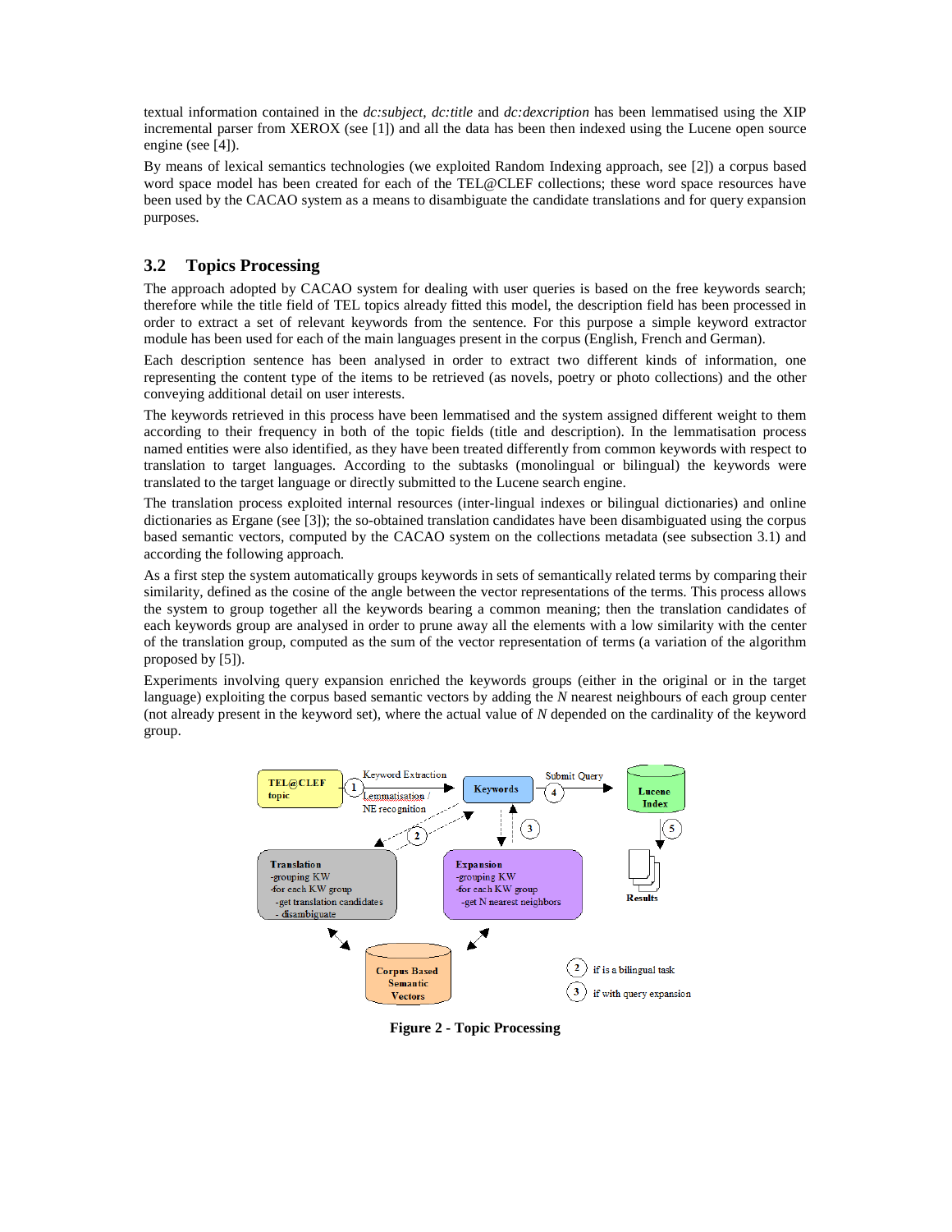textual information contained in the *dc:subject*, *dc:title* and *dc:dexcription* has been lemmatised using the XIP incremental parser from XEROX (see [1]) and all the data has been then indexed using the Lucene open source engine (see [4]).

By means of lexical semantics technologies (we exploited Random Indexing approach, see [2]) a corpus based word space model has been created for each of the TEL@CLEF collections; these word space resources have been used by the CACAO system as a means to disambiguate the candidate translations and for query expansion purposes.

### 3.2 Topics Processing

The approach adopted by CACAO system for dealing with user queries is based on the free keywords search; therefore while the title field of TEL topics already fitted this model, the description field has been processed in order to extract a set of relevant keywords from the sentence. For this purpose a simple keyword extractor module has been used for each of the main languages present in the corpus (English, French and German).

Each description sentence has been analysed in order to extract two different kinds of information, one representing the content type of the items to be retrieved (as novels, poetry or photo collections) and the other conveying additional detail on user interests.

The keywords retrieved in this process have been lemmatised and the system assigned different weight to them according to their frequency in both of the topic fields (title and description). In the lemmatisation process named entities were also identified, as they have been treated differently from common keywords with respect to translation to target languages. According to the subtasks (monolingual or bilingual) the keywords were translated to the target language or directly submitted to the Lucene search engine.

The translation process exploited internal resources (inter-lingual indexes or bilingual dictionaries) and online dictionaries as Ergane (see [3]); the so-obtained translation candidates have been disambiguated using the corpus based semantic vectors, computed by the CACAO system on the collections metadata (see subsection 3.1) and according the following approach.

As a first step the system automatically groups keywords in sets of semantically related terms by comparing their similarity, defined as the cosine of the angle between the vector representations of the terms. This process allows the system to group together all the keywords bearing a common meaning; then the translation candidates of each keywords group are analysed in order to prune away all the elements with a low similarity with the center of the translation group, computed as the sum of the vector representation of terms (a variation of the algorithm proposed by [5]).

Experiments involving query expansion enriched the keywords groups (either in the original or in the target language) exploiting the corpus based semantic vectors by adding the $N$ nearest neighbours of each group center (not already present in the keyword set), where the actual value of $N$ depended on the cardinality of the keyword group.

**Figure 2 - Topic Processing**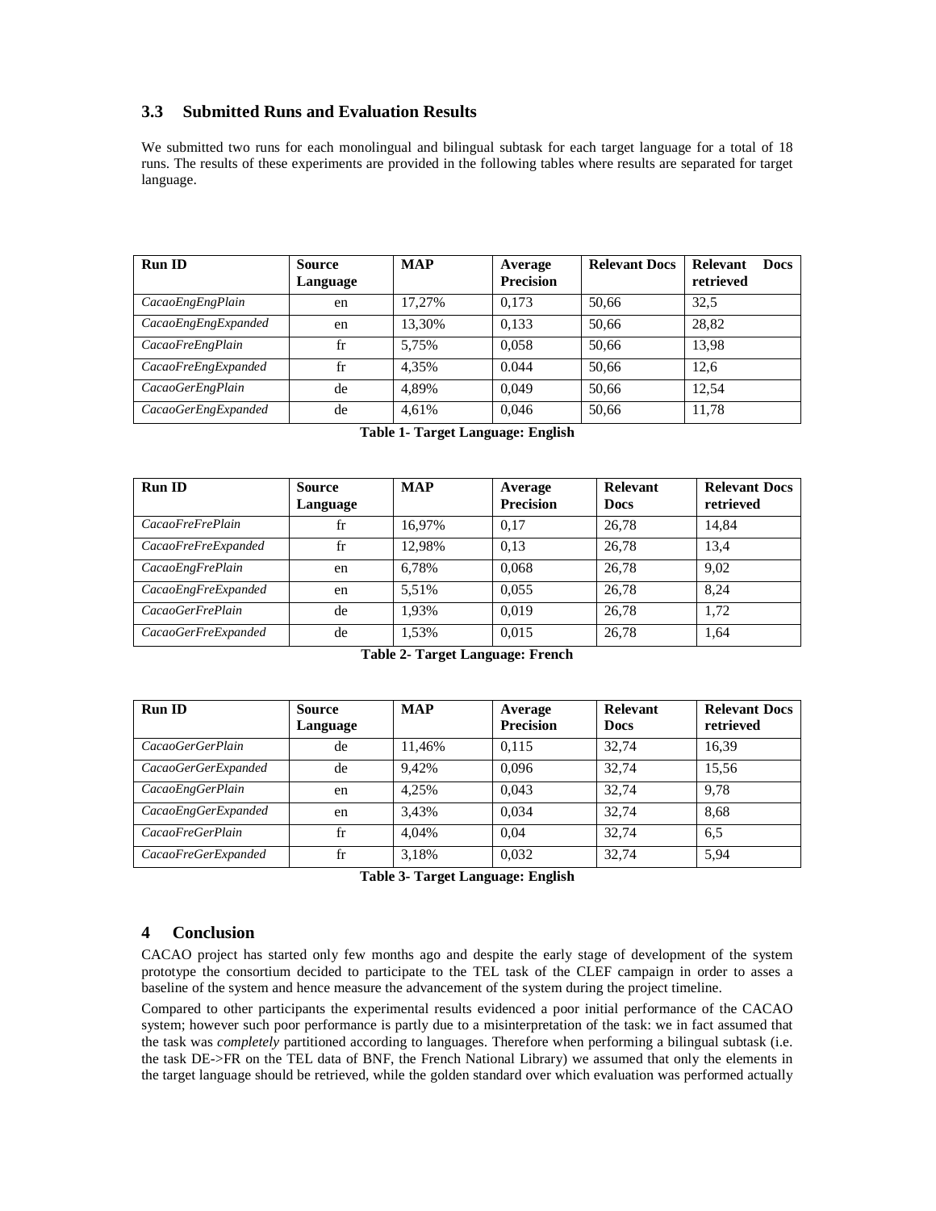### 3.3 Submitted Runs and Evaluation Results

We submitted two runs for each monolingual and bilingual subtask for each target language for a total of 18 runs. The results of these experiments are provided in the following tables where results are separated for target language.

| Run ID | Source Language | MAP | Average Precision | Relevant Docs | Relevant Docs retrieved |
|---|---|---|---|---|---|
| *CacaoEngEngPlain* | en | 17,27% | 0,173 | 50,66 | 32,5 |
| *CacaoEngEngExpanded* | en | 13,30% | 0,133 | 50,66 | 28,82 |
| *CacaoFreEngPlain* | fr | 5,75% | 0,058 | 50,66 | 13,98 |
| *CacaoFreEngExpanded* | fr | 4,35% | 0.044 | 50,66 | 12,6 |
| *CacaoGerEngPlain* | de | 4,89% | 0,049 | 50,66 | 12,54 |
| *CacaoGerEngExpanded* | de | 4,61% | 0,046 | 50,66 | 11,78 |

**Table 1- Target Language: English**

| Run ID | Source Language | MAP | Average Precision | Relevant Docs | Relevant Docs retrieved |
|---|---|---|---|---|---|
| *CacaoFreFrePlain* | fr | 16,97% | 0,17 | 26,78 | 14,84 |
| *CacaoFreFreExpanded* | fr | 12,98% | 0,13 | 26,78 | 13,4 |
| *CacaoEngFrePlain* | en | 6,78% | 0,068 | 26,78 | 9,02 |
| *CacaoEngFreExpanded* | en | 5,51% | 0,055 | 26,78 | 8,24 |
| *CacaoGerFrePlain* | de | 1,93% | 0,019 | 26,78 | 1,72 |
| *CacaoGerFreExpanded* | de | 1,53% | 0,015 | 26,78 | 1,64 |

**Table 2- Target Language: French**

| Run ID | Source Language | MAP | Average Precision | Relevant Docs | Relevant Docs retrieved |
|---|---|---|---|---|---|
| *CacaoGerGerPlain* | de | 11,46% | 0,115 | 32,74 | 16,39 |
| *CacaoGerGerExpanded* | de | 9,42% | 0,096 | 32,74 | 15,56 |
| *CacaoEngGerPlain* | en | 4,25% | 0,043 | 32,74 | 9,78 |
| *CacaoEngGerExpanded* | en | 3,43% | 0,034 | 32,74 | 8,68 |
| *CacaoFreGerPlain* | fr | 4,04% | 0,04 | 32,74 | 6,5 |
| *CacaoFreGerExpanded* | fr | 3,18% | 0,032 | 32,74 | 5,94 |

**Table 3- Target Language: English**

## 4 Conclusion

CACAO project has started only few months ago and despite the early stage of development of the system prototype the consortium decided to participate to the TEL task of the CLEF campaign in order to asses a baseline of the system and hence measure the advancement of the system during the project timeline.

Compared to other participants the experimental results evidenced a poor initial performance of the CACAO system; however such poor performance is partly due to a misinterpretation of the task: we in fact assumed that the task was *completely* partitioned according to languages. Therefore when performing a bilingual subtask (i.e. the task DE->FR on the TEL data of BNF, the French National Library) we assumed that only the elements in the target language should be retrieved, while the golden standard over which evaluation was performed actually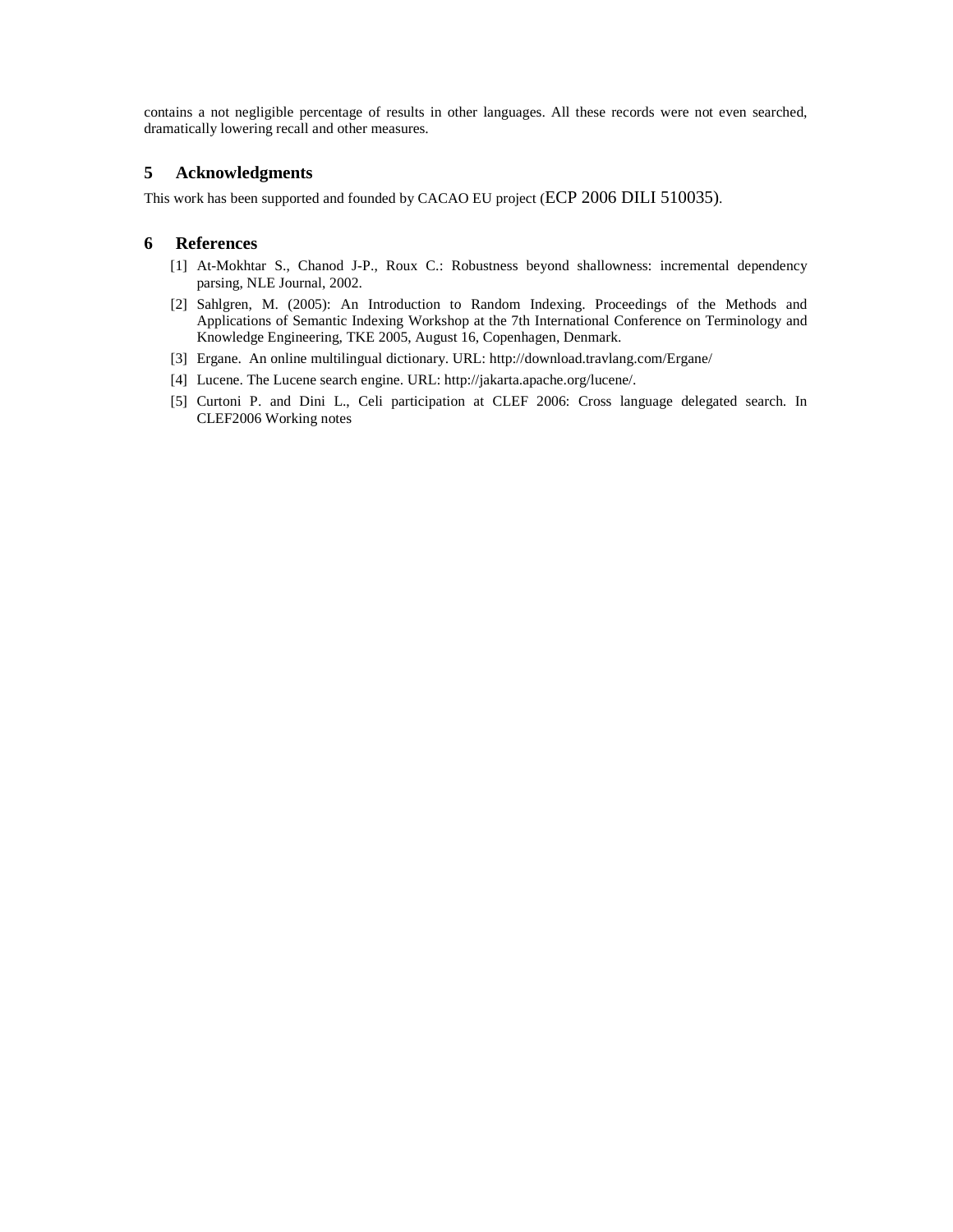contains a not negligible percentage of results in other languages. All these records were not even searched, dramatically lowering recall and other measures.

## 5 Acknowledgments

This work has been supported and founded by CACAO EU project (ECP 2006 DILI 510035).

## 6 References

[1] At-Mokhtar S., Chanod J-P., Roux C.: Robustness beyond shallowness: incremental dependency parsing, NLE Journal, 2002.

[2] Sahlgren, M. (2005): An Introduction to Random Indexing. Proceedings of the Methods and Applications of Semantic Indexing Workshop at the 7th International Conference on Terminology and Knowledge Engineering, TKE 2005, August 16, Copenhagen, Denmark.

[3] Ergane. An online multilingual dictionary. URL: http://download.travlang.com/Ergane/

[4] Lucene. The Lucene search engine. URL: http://jakarta.apache.org/lucene/.

[5] Curtoni P. and Dini L., Celi participation at CLEF 2006: Cross language delegated search. In CLEF2006 Working notes